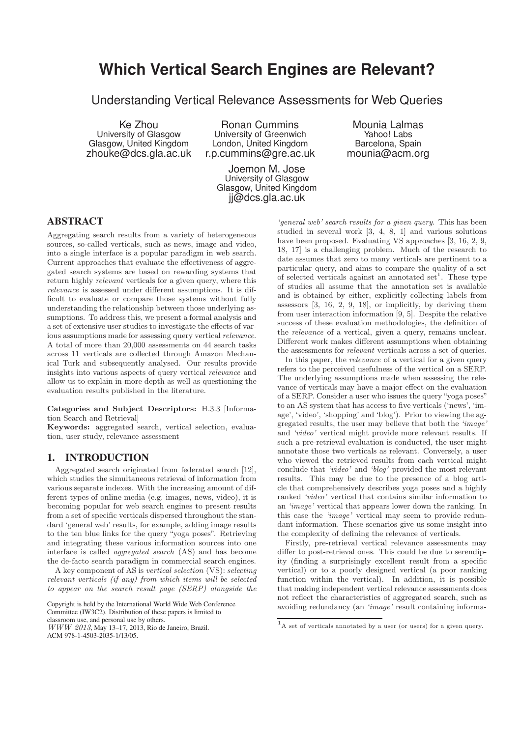# Which Vertical Search Engines are Relevant?

## Understanding Vertical Relevance Assessments for Web Queries

Ke Zhou
University of Glasgow
Glasgow, United Kingdom
zhouke@dcs.gla.ac.uk

Ronan Cummins
University of Greenwich
London, United Kingdom
r.p.cummins@gre.ac.uk

Mounia Lalmas
Yahoo! Labs
Barcelona, Spain
mounia@acm.org

Joemon M. Jose
University of Glasgow
Glasgow, United Kingdom
jj@dcs.gla.ac.uk

## ABSTRACT

Aggregating search results from a variety of heterogeneous sources, so-called verticals, such as news, image and video, into a single interface is a popular paradigm in web search. Current approaches that evaluate the effectiveness of aggregated search systems are based on rewarding systems that return highly *relevant* verticals for a given query, where this *relevance* is assessed under different assumptions. It is difficult to evaluate or compare those systems without fully understanding the relationship between those underlying assumptions. To address this, we present a formal analysis and a set of extensive user studies to investigate the effects of various assumptions made for assessing query vertical *relevance*. A total of more than 20,000 assessments on 44 search tasks across 11 verticals are collected through Amazon Mechanical Turk and subsequently analysed. Our results provide insights into various aspects of query vertical *relevance* and allow us to explain in more depth as well as questioning the evaluation results published in the literature.

**Categories and Subject Descriptors:** H.3.3 [Information Search and Retrieval]

**Keywords:** aggregated search, vertical selection, evaluation, user study, relevance assessment

## 1. INTRODUCTION

Aggregated search originated from federated search [12], which studies the simultaneous retrieval of information from various separate indexes. With the increasing amount of different types of online media (e.g. images, news, video), it is becoming popular for web search engines to present results from a set of specific verticals dispersed throughout the standard 'general web' results, for example, adding image results to the ten blue links for the query "yoga poses". Retrieving and integrating these various information sources into one interface is called *aggregated search* (AS) and has become the de-facto search paradigm in commercial search engines.

A key component of AS is *vertical selection* (VS): *selecting relevant verticals (if any) from which items will be selected to appear on the search result page (SERP) alongside the 'general web' search results for a given query.* This has been studied in several work [3, 4, 8, 1] and various solutions have been proposed. Evaluating VS approaches [3, 16, 2, 9, 18, 17] is a challenging problem. Much of the research to date assumes that zero to many verticals are pertinent to a particular query, and aims to compare the quality of a set of selected verticals against an annotated set[1]. These type of studies all assume that the annotation set is available and is obtained by either, explicitly collecting labels from assessors [3, 16, 2, 9, 18], or implicitly, by deriving them from user interaction information [9, 5]. Despite the relative success of these evaluation methodologies, the definition of the *relevance* of a vertical, given a query, remains unclear. Different work makes different assumptions when obtaining the assessments for *relevant* verticals across a set of queries.

In this paper, the *relevance* of a vertical for a given query refers to the perceived usefulness of the vertical on a SERP. The underlying assumptions made when assessing the relevance of verticals may have a major effect on the evaluation of a SERP. Consider a user who issues the query "yoga poses" to an AS system that has access to five verticals ('news', 'image', 'video', 'shopping' and 'blog'). Prior to viewing the aggregated results, the user may believe that both the *'image'* and *'video'* vertical might provide more relevant results. If such a pre-retrieval evaluation is conducted, the user might annotate those two verticals as relevant. Conversely, a user who viewed the retrieved results from each vertical might conclude that *'video'* and *'blog'* provided the most relevant results. This may be due to the presence of a blog article that comprehensively describes yoga poses and a highly ranked *'video'* vertical that contains similar information to an *'image'* vertical that appears lower down the ranking. In this case the *'image'* vertical may seem to provide redundant information. These scenarios give us some insight into the complexity of defining the relevance of verticals.

Firstly, pre-retrieval vertical relevance assessments may differ to post-retrieval ones. This could be due to serendipity (finding a surprisingly excellent result from a specific vertical) or to a poorly designed vertical (a poor ranking function within the vertical). In addition, it is possible that making independent vertical relevance assessments does not reflect the characteristics of aggregated search, such as avoiding redundancy (an *'image'* result containing informa-

[1] A set of verticals annotated by a user (or users) for a given query.

Copyright is held by the International World Wide Web Conference Committee (IW3C2). Distribution of these papers is limited to classroom use, and personal use by others.
*WWW 2013*, May 13–17, 2013, Rio de Janeiro, Brazil.
ACM 978-1-4503-2035-1/13/05.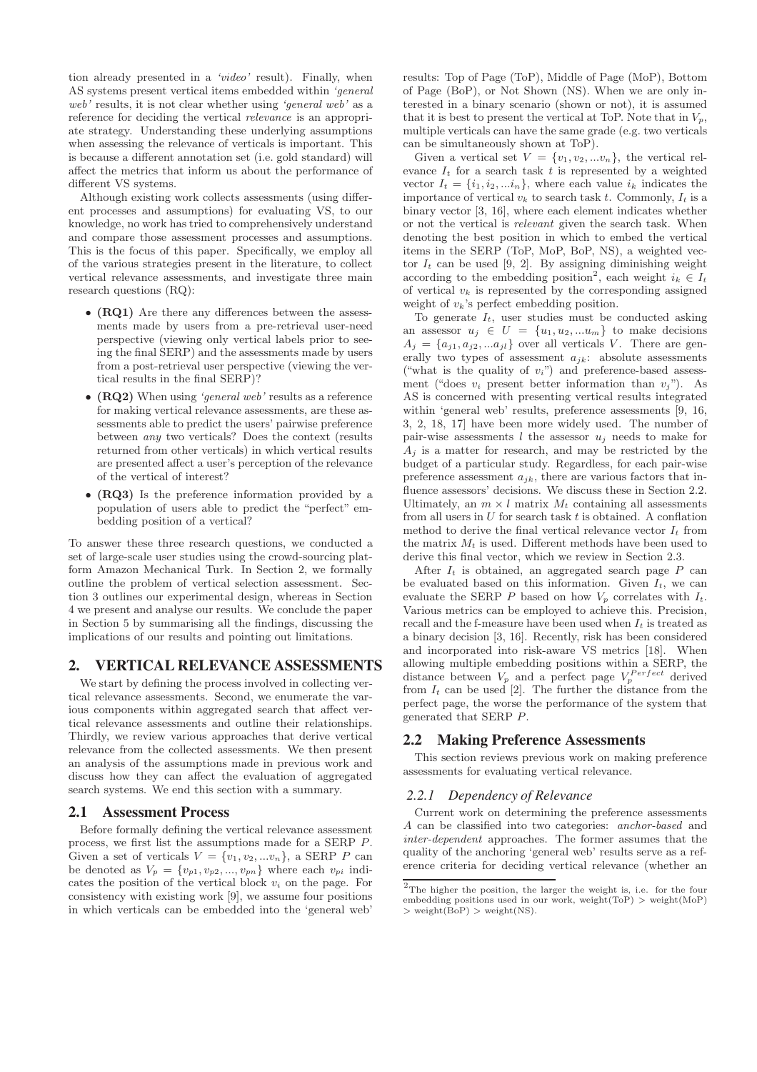tion already presented in a *'video'* result). Finally, when AS systems present vertical items embedded within *'general web'* results, it is not clear whether using *'general web'* as a reference for deciding the vertical *relevance* is an appropriate strategy. Understanding these underlying assumptions when assessing the relevance of verticals is important. This is because a different annotation set (i.e. gold standard) will affect the metrics that inform us about the performance of different VS systems.

Although existing work collects assessments (using different processes and assumptions) for evaluating VS, to our knowledge, no work has tried to comprehensively understand and compare those assessment processes and assumptions. This is the focus of this paper. Specifically, we employ all of the various strategies present in the literature, to collect vertical relevance assessments, and investigate three main research questions (RQ):

- **(RQ1)** Are there any differences between the assessments made by users from a pre-retrieval user-need perspective (viewing only vertical labels prior to seeing the final SERP) and the assessments made by users from a post-retrieval user perspective (viewing the vertical results in the final SERP)?
- **(RQ2)** When using *'general web'* results as a reference for making vertical relevance assessments, are these assessments able to predict the users' pairwise preference between *any* two verticals? Does the context (results returned from other verticals) in which vertical results are presented affect a user's perception of the relevance of the vertical of interest?
- **(RQ3)** Is the preference information provided by a population of users able to predict the "perfect" embedding position of a vertical?

To answer these three research questions, we conducted a set of large-scale user studies using the crowd-sourcing platform Amazon Mechanical Turk. In Section 2, we formally outline the problem of vertical selection assessment. Section 3 outlines our experimental design, whereas in Section 4 we present and analyse our results. We conclude the paper in Section 5 by summarising all the findings, discussing the implications of our results and pointing out limitations.

## 2. VERTICAL RELEVANCE ASSESSMENTS

We start by defining the process involved in collecting vertical relevance assessments. Second, we enumerate the various components within aggregated search that affect vertical relevance assessments and outline their relationships. Thirdly, we review various approaches that derive vertical relevance from the collected assessments. We then present an analysis of the assumptions made in previous work and discuss how they can affect the evaluation of aggregated search systems. We end this section with a summary.

### 2.1 Assessment Process

Before formally defining the vertical relevance assessment process, we first list the assumptions made for a SERP $P$. Given a set of verticals $V = \{v_1, v_2, ...v_n\}$, a SERP $P$ can be denoted as $V_p = \{v_{p1}, v_{p2}, ..., v_{pn}\}$ where each $v_{pi}$ indicates the position of the vertical block $v_i$ on the page. For consistency with existing work [9], we assume four positions in which verticals can be embedded into the 'general web' results: Top of Page (ToP), Middle of Page (MoP), Bottom of Page (BoP), or Not Shown (NS). When we are only interested in a binary scenario (shown or not), it is assumed that it is best to present the vertical at ToP. Note that in $V_p$, multiple verticals can have the same grade (e.g. two verticals can be simultaneously shown at ToP).

Given a vertical set $V = \{v_1, v_2, ...v_n\}$, the vertical relevance $I_t$ for a search task $t$ is represented by a weighted vector $I_t = \{i_1, i_2, ...i_n\}$, where each value $i_k$ indicates the importance of vertical $v_k$ to search task $t$. Commonly, $I_t$ is a binary vector [3, 16], where each element indicates whether or not the vertical is *relevant* given the search task. When denoting the best position in which to embed the vertical items in the SERP (ToP, MoP, BoP, NS), a weighted vector $I_t$ can be used [9, 2]. By assigning diminishing weight according to the embedding position[2], each weight $i_k \in I_t$ of vertical $v_k$ is represented by the corresponding assigned weight of $v_k$'s perfect embedding position.

To generate $I_t$, user studies must be conducted asking an assessor $u_j \in U = \{u_1, u_2, ...u_m\}$ to make decisions $A_j = \{a_{j1}, a_{j2}, ...a_{jl}\}$ over all verticals $V$. There are generally two types of assessment $a_{jk}$: absolute assessments ("what is the quality of $v_i$") and preference-based assessment ("does $v_i$ present better information than $v_j$"). As AS is concerned with presenting vertical results integrated within 'general web' results, preference assessments [9, 16, 3, 2, 18, 17] have been more widely used. The number of pair-wise assessments $l$ the assessor $u_j$ needs to make for $A_j$ is a matter for research, and may be restricted by the budget of a particular study. Regardless, for each pair-wise preference assessment $a_{jk}$, there are various factors that influence assessors' decisions. We discuss these in Section 2.2. Ultimately, an $m \times l$ matrix $M_t$ containing all assessments from all users in $U$ for search task $t$ is obtained. A conflation method to derive the final vertical relevance vector $I_t$ from the matrix $M_t$ is used. Different methods have been used to derive this final vector, which we review in Section 2.3.

After $I_t$ is obtained, an aggregated search page $P$ can be evaluated based on this information. Given $I_t$, we can evaluate the SERP $P$ based on how $V_p$ correlates with $I_t$. Various metrics can be employed to achieve this. Precision, recall and the f-measure have been used when $I_t$ is treated as a binary decision [3, 16]. Recently, risk has been considered and incorporated into risk-aware VS metrics [18]. When allowing multiple embedding positions within a SERP, the distance between $V_p$ and a perfect page $V_p^{Perfect}$ derived from $I_t$ can be used [2]. The further the distance from the perfect page, the worse the performance of the system that generated that SERP $P$.

### 2.2 Making Preference Assessments

This section reviews previous work on making preference assessments for evaluating vertical relevance.

#### 2.2.1 Dependency of Relevance

Current work on determining the preference assessments $A$ can be classified into two categories: *anchor-based* and *inter-dependent* approaches. The former assumes that the quality of the anchoring 'general web' results serve as a reference criteria for deciding vertical relevance (whether an

[2] The higher the position, the larger the weight is, i.e. for the four embedding positions used in our work, weight(ToP) > weight(MoP) > weight(BoP) > weight(NS).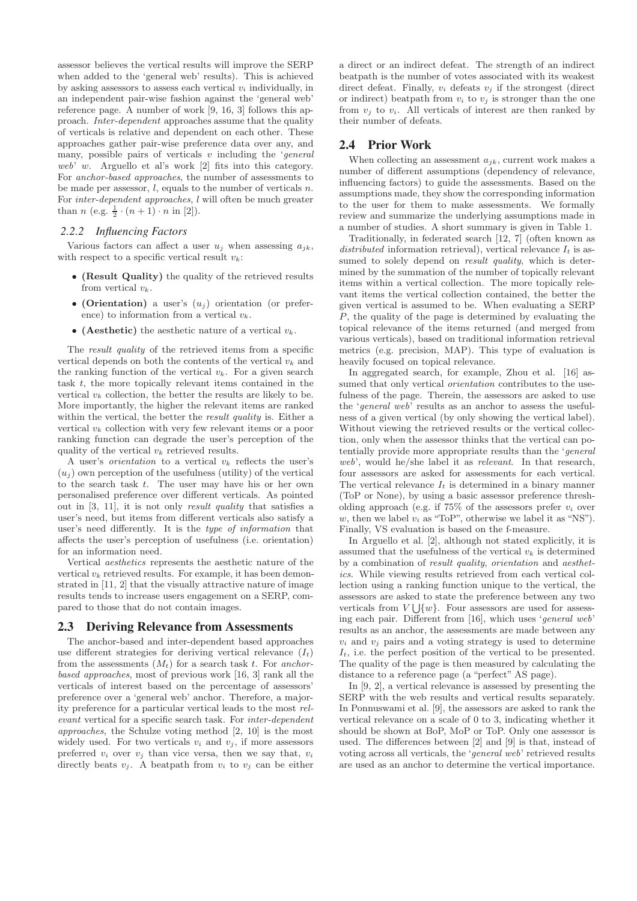assessor believes the vertical results will improve the SERP when added to the 'general web' results). This is achieved by asking assessors to assess each vertical $v_i$ individually, in an independent pair-wise fashion against the 'general web' reference page. A number of work [9, 16, 3] follows this approach. *Inter-dependent* approaches assume that the quality of verticals is relative and dependent on each other. These approaches gather pair-wise preference data over any, and many, possible pairs of verticals $v$ including the '*general web*' $w$. Arguello et al's work [2] fits into this category. For *anchor-based approaches*, the number of assessments to be made per assessor, $l$, equals to the number of verticals $n$. For *inter-dependent approaches*, $l$ will often be much greater than $n$ (e.g. $\frac{1}{2} \cdot (n+1) \cdot n$ in [2]).

### 2.2.2 Influencing Factors

Various factors can affect a user $u_j$ when assessing $a_{jk}$, with respect to a specific vertical result $v_k$:

- **(Result Quality)** the quality of the retrieved results from vertical $v_k$.
- **(Orientation)** a user's ($u_j$) orientation (or preference) to information from a vertical $v_k$.
- **(Aesthetic)** the aesthetic nature of a vertical $v_k$.

The *result quality* of the retrieved items from a specific vertical depends on both the contents of the vertical $v_k$ and the ranking function of the vertical $v_k$. For a given search task $t$, the more topically relevant items contained in the vertical $v_k$ collection, the better the results are likely to be. More importantly, the higher the relevant items are ranked within the vertical, the better the *result quality* is. Either a vertical $v_k$ collection with very few relevant items or a poor ranking function can degrade the user's perception of the quality of the vertical $v_k$ retrieved results.

A user's *orientation* to a vertical $v_k$ reflects the user's ($u_j$) own perception of the usefulness (utility) of the vertical to the search task $t$. The user may have his or her own personalised preference over different verticals. As pointed out in [3, 11], it is not only *result quality* that satisfies a user's need, but items from different verticals also satisfy a user's need differently. It is the *type of information* that affects the user's perception of usefulness (i.e. orientation) for an information need.

Vertical *aesthetics* represents the aesthetic nature of the vertical $v_k$ retrieved results. For example, it has been demonstrated in [11, 2] that the visually attractive nature of image results tends to increase users engagement on a SERP, compared to those that do not contain images.

## 2.3 Deriving Relevance from Assessments

The anchor-based and inter-dependent based approaches use different strategies for deriving vertical relevance ($I_t$) from the assessments ($M_t$) for a search task $t$. For *anchor-based approaches*, most of previous work [16, 3] rank all the verticals of interest based on the percentage of assessors' preference over a 'general web' anchor. Therefore, a majority preference for a particular vertical leads to the most *relevant* vertical for a specific search task. For *inter-dependent approaches*, the Schulze voting method [2, 10] is the most widely used. For two verticals $v_i$ and $v_j$, if more assessors preferred $v_i$ over $v_j$ than vice versa, then we say that, $v_i$ directly beats $v_j$. A beatpath from $v_i$ to $v_j$ can be either a direct or an indirect defeat. The strength of an indirect beatpath is the number of votes associated with its weakest direct defeat. Finally, $v_i$ defeats $v_j$ if the strongest (direct or indirect) beatpath from $v_i$ to $v_j$ is stronger than the one from $v_j$ to $v_i$. All verticals of interest are then ranked by their number of defeats.

## 2.4 Prior Work

When collecting an assessment $a_{jk}$, current work makes a number of different assumptions (dependency of relevance, influencing factors) to guide the assessments. Based on the assumptions made, they show the corresponding information to the user for them to make assessments. We formally review and summarize the underlying assumptions made in a number of studies. A short summary is given in Table 1.

Traditionally, in federated search [12, 7] (often known as *distributed* information retrieval), vertical relevance $I_t$ is assumed to solely depend on *result quality*, which is determined by the summation of the number of topically relevant items within a vertical collection. The more topically relevant items the vertical collection contained, the better the given vertical is assumed to be. When evaluating a SERP $P$, the quality of the page is determined by evaluating the topical relevance of the items returned (and merged from various verticals), based on traditional information retrieval metrics (e.g. precision, MAP). This type of evaluation is heavily focused on topical relevance.

In aggregated search, for example, Zhou et al. [16] assumed that only vertical *orientation* contributes to the usefulness of the page. Therein, the assessors are asked to use the '*general web*' results as an anchor to assess the usefulness of a given vertical (by only showing the vertical label). Without viewing the retrieved results or the vertical collection, only when the assessor thinks that the vertical can potentially provide more appropriate results than the '*general web*', would he/she label it as *relevant*. In that research, four assessors are asked for assessments for each vertical. The vertical relevance $I_t$ is determined in a binary manner (ToP or None), by using a basic assessor preference thresholding approach (e.g. if 75% of the assessors prefer $v_i$ over $w$, then we label $v_i$ as "ToP", otherwise we label it as "NS"). Finally, VS evaluation is based on the f-measure.

In Arguello et al. [2], although not stated explicitly, it is assumed that the usefulness of the vertical $v_k$ is determined by a combination of *result quality*, *orientation* and *aesthetics*. While viewing results retrieved from each vertical collection using a ranking function unique to the vertical, the assessors are asked to state the preference between any two verticals from $V \bigcup \{w\}$. Four assessors are used for assessing each pair. Different from [16], which uses '*general web*' results as an anchor, the assessments are made between any $v_i$ and $v_j$ pairs and a voting strategy is used to determine $I_t$, i.e. the perfect position of the vertical to be presented. The quality of the page is then measured by calculating the distance to a reference page (a "perfect" AS page).

In [9, 2], a vertical relevance is assessed by presenting the SERP with the web results and vertical results separately. In Ponnuswami et al. [9], the assessors are asked to rank the vertical relevance on a scale of 0 to 3, indicating whether it should be shown at BoP, MoP or ToP. Only one assessor is used. The differences between [2] and [9] is that, instead of voting across all verticals, the '*general web*' retrieved results are used as an anchor to determine the vertical importance.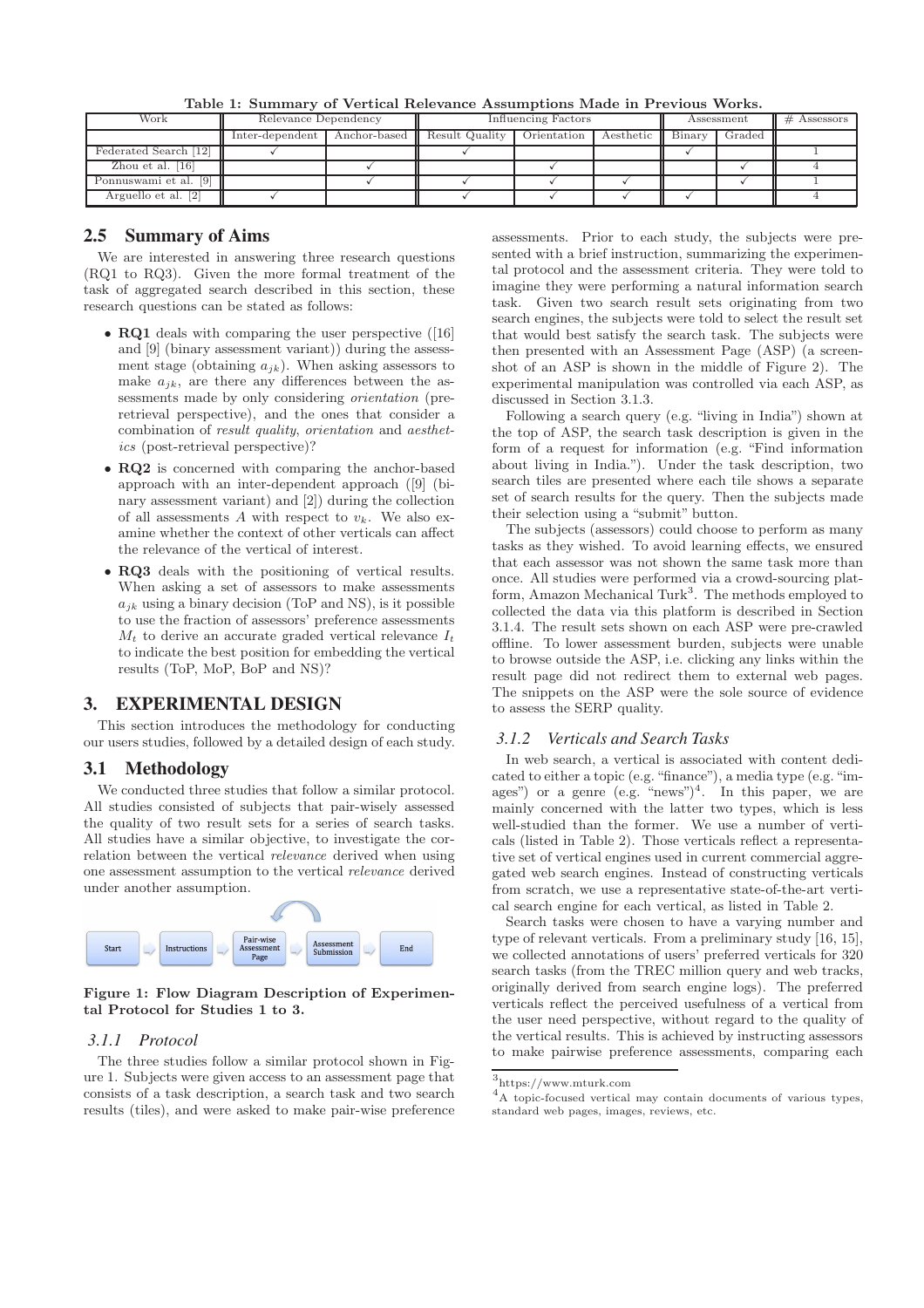**Table 1: Summary of Vertical Relevance Assumptions Made in Previous Works.**

| Work | Relevance Dependency | | Influencing Factors | | | Assessment | | # Assessors |
|---|---|---|---|---|---|---|---|---|
| | Inter-dependent | Anchor-based | Result Quality | Orientation | Aesthetic | Binary | Graded | |
| Federated Search [12] | ✓ | | ✓ | | | ✓ | | 1 |
| Zhou et al. [16] | | ✓ | | ✓ | | | ✓ | 4 |
| Ponnuswami et al. [9] | | ✓ | ✓ | ✓ | ✓ | | ✓ | 1 |
| Arguello et al. [2] | ✓ | | ✓ | ✓ | ✓ | ✓ | | 4 |

## 2.5 Summary of Aims

We are interested in answering three research questions (RQ1 to RQ3). Given the more formal treatment of the task of aggregated search described in this section, these research questions can be stated as follows:

- **RQ1** deals with comparing the user perspective ([16] and [9] (binary assessment variant)) during the assessment stage (obtaining $a_{jk}$). When asking assessors to make $a_{jk}$, are there any differences between the assessments made by only considering *orientation* (pre-retrieval perspective), and the ones that consider a combination of *result quality*, *orientation* and *aesthetics* (post-retrieval perspective)?
- **RQ2** is concerned with comparing the anchor-based approach with an inter-dependent approach ([9] (binary assessment variant) and [2]) during the collection of all assessments $A$ with respect to $v_k$. We also examine whether the context of other verticals can affect the relevance of the vertical of interest.
- **RQ3** deals with the positioning of vertical results. When asking a set of assessors to make assessments $a_{jk}$ using a binary decision (ToP and NS), is it possible to use the fraction of assessors' preference assessments $M_t$ to derive an accurate graded vertical relevance $I_t$ to indicate the best position for embedding the vertical results (ToP, MoP, BoP and NS)?

# 3. EXPERIMENTAL DESIGN

This section introduces the methodology for conducting our users studies, followed by a detailed design of each study.

## 3.1 Methodology

We conducted three studies that follow a similar protocol. All studies consisted of subjects that pair-wisely assessed the quality of two result sets for a series of search tasks. All studies have a similar objective, to investigate the correlation between the vertical *relevance* derived when using one assessment assumption to the vertical *relevance* derived under another assumption.

**Figure 1: Flow Diagram Description of Experimental Protocol for Studies 1 to 3.**

### 3.1.1 Protocol

The three studies follow a similar protocol shown in Figure 1. Subjects were given access to an assessment page that consists of a task description, a search task and two search results (tiles), and were asked to make pair-wise preference assessments. Prior to each study, the subjects were presented with a brief instruction, summarizing the experimental protocol and the assessment criteria. They were told to imagine they were performing a natural information search task. Given two search result sets originating from two search engines, the subjects were told to select the result set that would best satisfy the search task. The subjects were then presented with an Assessment Page (ASP) (a screenshot of an ASP is shown in the middle of Figure 2). The experimental manipulation was controlled via each ASP, as discussed in Section 3.1.3.

Following a search query (e.g. "living in India") shown at the top of ASP, the search task description is given in the form of a request for information (e.g. "Find information about living in India."). Under the task description, two search tiles are presented where each tile shows a separate set of search results for the query. Then the subjects made their selection using a "submit" button.

The subjects (assessors) could choose to perform as many tasks as they wished. To avoid learning effects, we ensured that each assessor was not shown the same task more than once. All studies were performed via a crowd-sourcing platform, Amazon Mechanical Turk[3]. The methods employed to collected the data via this platform is described in Section 3.1.4. The result sets shown on each ASP were pre-crawled offline. To lower assessment burden, subjects were unable to browse outside the ASP, i.e. clicking any links within the result page did not redirect them to external web pages. The snippets on the ASP were the sole source of evidence to assess the SERP quality.

### 3.1.2 Verticals and Search Tasks

In web search, a vertical is associated with content dedicated to either a topic (e.g. "finance"), a media type (e.g. "images") or a genre (e.g. "news")[4]. In this paper, we are mainly concerned with the latter two types, which is less well-studied than the former. We use a number of verticals (listed in Table 2). Those verticals reflect a representative set of vertical engines used in current commercial aggregated web search engines. Instead of constructing verticals from scratch, we use a representative state-of-the-art vertical search engine for each vertical, as listed in Table 2.

Search tasks were chosen to have a varying number and type of relevant verticals. From a preliminary study [16, 15], we collected annotations of users' preferred verticals for 320 search tasks (from the TREC million query and web tracks, originally derived from search engine logs). The preferred verticals reflect the perceived usefulness of a vertical from the user need perspective, without regard to the quality of the vertical results. This is achieved by instructing assessors to make pairwise preference assessments, comparing each

[3] https://www.mturk.com

[4] A topic-focused vertical may contain documents of various types, standard web pages, images, reviews, etc.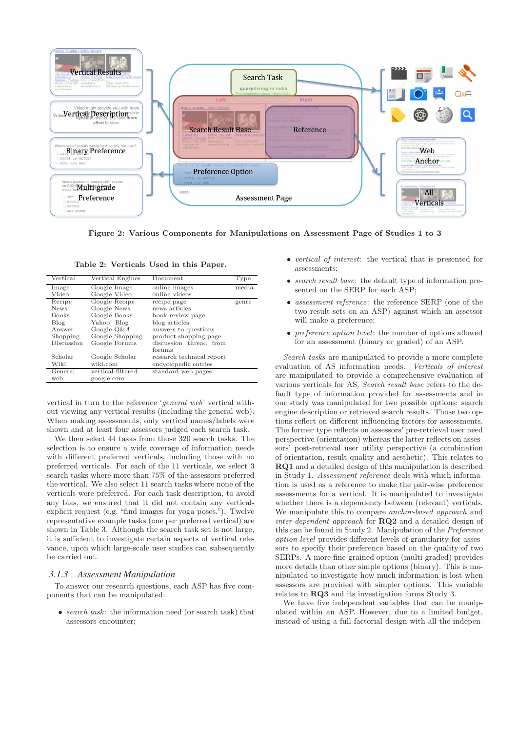Figure 2: Various Components for Manipulations on Assessment Page of Studies 1 to 3

Table 2: Verticals Used in this Paper.

| Vertical | Vertical Engines | Document | Type |
|---|---|---|---|
| Image | Google Image | online images | media |
| Video | Google Video | online videos | |
| Recipe | Google Recipe | recipe page | genre |
| News | Google News | news articles | |
| Books | Google Books | book review page | |
| Blog | Yahoo! Blog | blog articles | |
| Answer | Google Q&A | answers to questions | |
| Shopping | Google Shopping | product shopping page | |
| Discussion | Google Forums | discussion thread from forums | |
| Scholar | Google Scholar | research technical report | |
| Wiki | wiki.com | encyclopedic entries | |
| General web | vertical-filtered google.com | standard web pages | |

vertical in turn to the reference '*general web*' vertical without viewing any vertical results (including the general web). When making assessments, only vertical names/labels were shown and at least four assessors judged each search task.

We then select 44 tasks from those 320 search tasks. The selection is to ensure a wide coverage of information needs with different preferred verticals, including those with no preferred verticals. For each of the 11 verticals, we select 3 search tasks where more than 75% of the assessors preferred the vertical. We also select 11 search tasks where none of the verticals were preferred. For each task description, to avoid any bias, we ensured that it did not contain any vertical-explicit request (e.g. "find images for yoga poses."). Twelve representative example tasks (one per preferred vertical) are shown in Table 3. Although the search task set is not large, it is sufficient to investigate certain aspects of vertical relevance, upon which large-scale user studies can subsequently be carried out.

### 3.1.3 Assessment Manipulation

To answer our research questions, each ASP has five components that can be manipulated:

- *search task*: the information need (or search task) that assessors encounter;
- *vertical of interest*: the vertical that is presented for assessments;
- *search result base*: the default type of information presented on the SERP for each ASP;
- *assessment reference*: the reference SERP (one of the two result sets on an ASP) against which an assessor will make a preference;
- *preference option level*: the number of options allowed for an assessment (binary or graded) of an ASP.

*Search tasks* are manipulated to provide a more complete evaluation of AS information needs. *Verticals of interest* are manipulated to provide a comprehensive evaluation of various verticals for AS. *Search result base* refers to the default type of information provided for assessments and in our study was manipulated for two possible options: search engine description or retrieved search results. Those two options reflect on different influencing factors for assessments. The former type reflects on assessors' pre-retrieval user need perspective (orientation) whereas the latter reflects on assessors' post-retrieval user utility perspective (a combination of orientation, result quality and aesthetic). This relates to **RQ1** and a detailed design of this manipulation is described in Study 1. *Assessment reference* deals with which information is used as a reference to make the pair-wise preference assessments for a vertical. It is manipulated to investigate whether there is a dependency between (relevant) verticals. We manipulate this to compare *anchor-based approach* and *inter-dependent approach* for **RQ2** and a detailed design of this can be found in Study 2. Manipulation of the *Preference option level* provides different levels of granularity for assessors to specify their preference based on the quality of two SERPs. A more fine-grained option (multi-graded) provides more details than other simple options (binary). This is manipulated to investigate how much information is lost when assessors are provided with simpler options. This variable relates to **RQ3** and its investigation forms Study 3.

We have five independent variables that can be manipulated within an ASP. However, due to a limited budget, instead of using a full factorial design with all the indepen-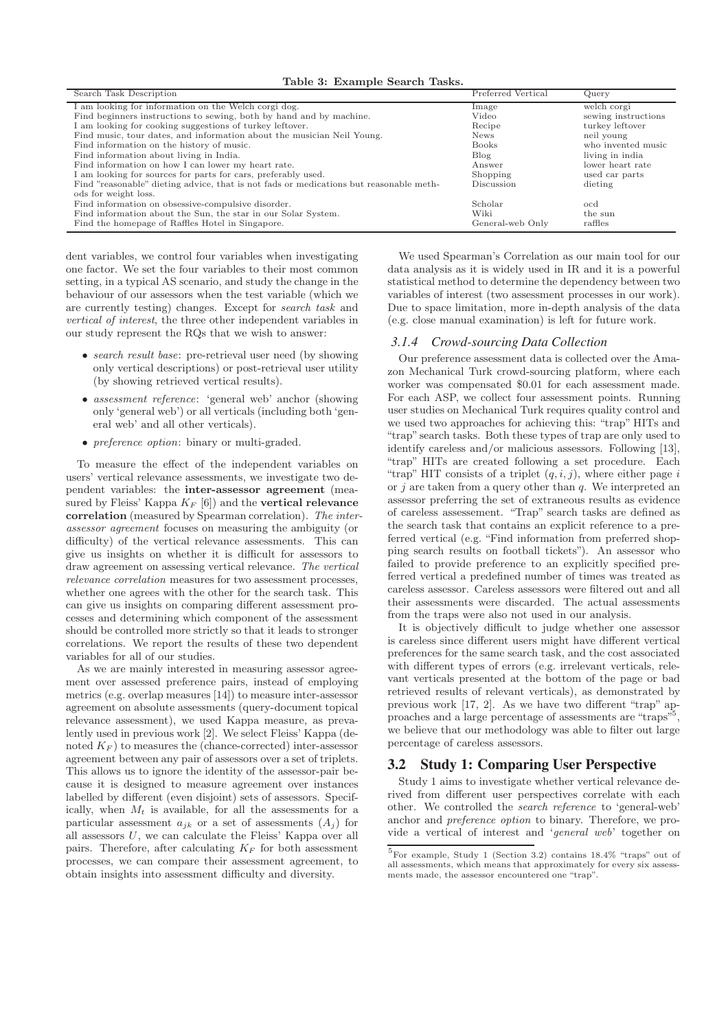Table 3: Example Search Tasks.

| Search Task Description | Preferred Vertical | Query |
|---|---|---|
| I am looking for information on the Welch corgi dog. | Image | welch corgi |
| Find beginners instructions to sewing, both by hand and by machine. | Video | sewing instructions |
| I am looking for cooking suggestions of turkey leftover. | Recipe | turkey leftover |
| Find music, tour dates, and information about the musician Neil Young. | News | neil young |
| Find information on the history of music. | Books | who invented music |
| Find information about living in India. | Blog | living in india |
| Find information on how I can lower my heart rate. | Answer | lower heart rate |
| I am looking for sources for parts for cars, preferably used. | Shopping | used car parts |
| Find "reasonable" dieting advice, that is not fads or medications but reasonable methods for weight loss. | Discussion | dieting |
| Find information on obsessive-compulsive disorder. | Scholar | ocd |
| Find information about the Sun, the star in our Solar System. | Wiki | the sun |
| Find the homepage of Raffles Hotel in Singapore. | General-web Only | raffles |

dent variables, we control four variables when investigating one factor. We set the four variables to their most common setting, in a typical AS scenario, and study the change in the behaviour of our assessors when the test variable (which we are currently testing) changes. Except for *search task* and *vertical of interest*, the three other independent variables in our study represent the RQs that we wish to answer:

- *search result base*: pre-retrieval user need (by showing only vertical descriptions) or post-retrieval user utility (by showing retrieved vertical results).
- *assessment reference*: 'general web' anchor (showing only 'general web') or all verticals (including both 'general web' and all other verticals).
- *preference option*: binary or multi-graded.

To measure the effect of the independent variables on users' vertical relevance assessments, we investigate two dependent variables: the **inter-assessor agreement** (measured by Fleiss' Kappa $K_F$ [6]) and the **vertical relevance correlation** (measured by Spearman correlation). *The inter-assessor agreement* focuses on measuring the ambiguity (or difficulty) of the vertical relevance assessments. This can give us insights on whether it is difficult for assessors to draw agreement on assessing vertical relevance. *The vertical relevance correlation* measures for two assessment processes, whether one agrees with the other for the search task. This can give us insights on comparing different assessment processes and determining which component of the assessment should be controlled more strictly so that it leads to stronger correlations. We report the results of these two dependent variables for all of our studies.

As we are mainly interested in measuring assessor agreement over assessed preference pairs, instead of employing metrics (e.g. overlap measures [14]) to measure inter-assessor agreement on absolute assessments (query-document topical relevance assessment), we used Kappa measure, as prevalently used in previous work [2]. We select Fleiss' Kappa (denoted $K_F$) to measures the (chance-corrected) inter-assessor agreement between any pair of assessors over a set of triplets. This allows us to ignore the identity of the assessor-pair because it is designed to measure agreement over instances labelled by different (even disjoint) sets of assessors. Specifically, when $M_t$ is available, for all the assessments for a particular assessment $a_{jk}$ or a set of assessments $(A_j)$ for all assessors $U$, we can calculate the Fleiss' Kappa over all pairs. Therefore, after calculating $K_F$ for both assessment processes, we can compare their assessment agreement, to obtain insights into assessment difficulty and diversity.

We used Spearman's Correlation as our main tool for our data analysis as it is widely used in IR and it is a powerful statistical method to determine the dependency between two variables of interest (two assessment processes in our work). Due to space limitation, more in-depth analysis of the data (e.g. close manual examination) is left for future work.

#### 3.1.4 Crowd-sourcing Data Collection

Our preference assessment data is collected over the Amazon Mechanical Turk crowd-sourcing platform, where each worker was compensated \$0.01 for each assessment made. For each ASP, we collect four assessment points. Running user studies on Mechanical Turk requires quality control and we used two approaches for achieving this: "trap" HITs and "trap" search tasks. Both these types of trap are only used to identify careless and/or malicious assessors. Following [13], "trap" HITs are created following a set procedure. Each "trap" HIT consists of a triplet $(q, i, j)$, where either page $i$ or $j$ are taken from a query other than $q$. We interpreted an assessor preferring the set of extraneous results as evidence of careless assessement. "Trap" search tasks are defined as the search task that contains an explicit reference to a preferred vertical (e.g. "Find information from preferred shopping search results on football tickets"). An assessor who failed to provide preference to an explicitly specified preferred vertical a predefined number of times was treated as careless assessor. Careless assessors were filtered out and all their assessments were discarded. The actual assessments from the traps were also not used in our analysis.

It is objectively difficult to judge whether one assessor is careless since different users might have different vertical preferences for the same search task, and the cost associated with different types of errors (e.g. irrelevant verticals, relevant verticals presented at the bottom of the page or bad retrieved results of relevant verticals), as demonstrated by previous work [17, 2]. As we have two different "trap" approaches and a large percentage of assessments are "traps"[5], we believe that our methodology was able to filter out large percentage of careless assessors.

## 3.2 Study 1: Comparing User Perspective

Study 1 aims to investigate whether vertical relevance derived from different user perspectives correlate with each other. We controlled the *search reference* to 'general-web' anchor and *preference option* to binary. Therefore, we provide a vertical of interest and '*general web*' together on

[5] For example, Study 1 (Section 3.2) contains 18.4% "traps" out of all assessments, which means that approximately for every six assessments made, the assessor encountered one "trap".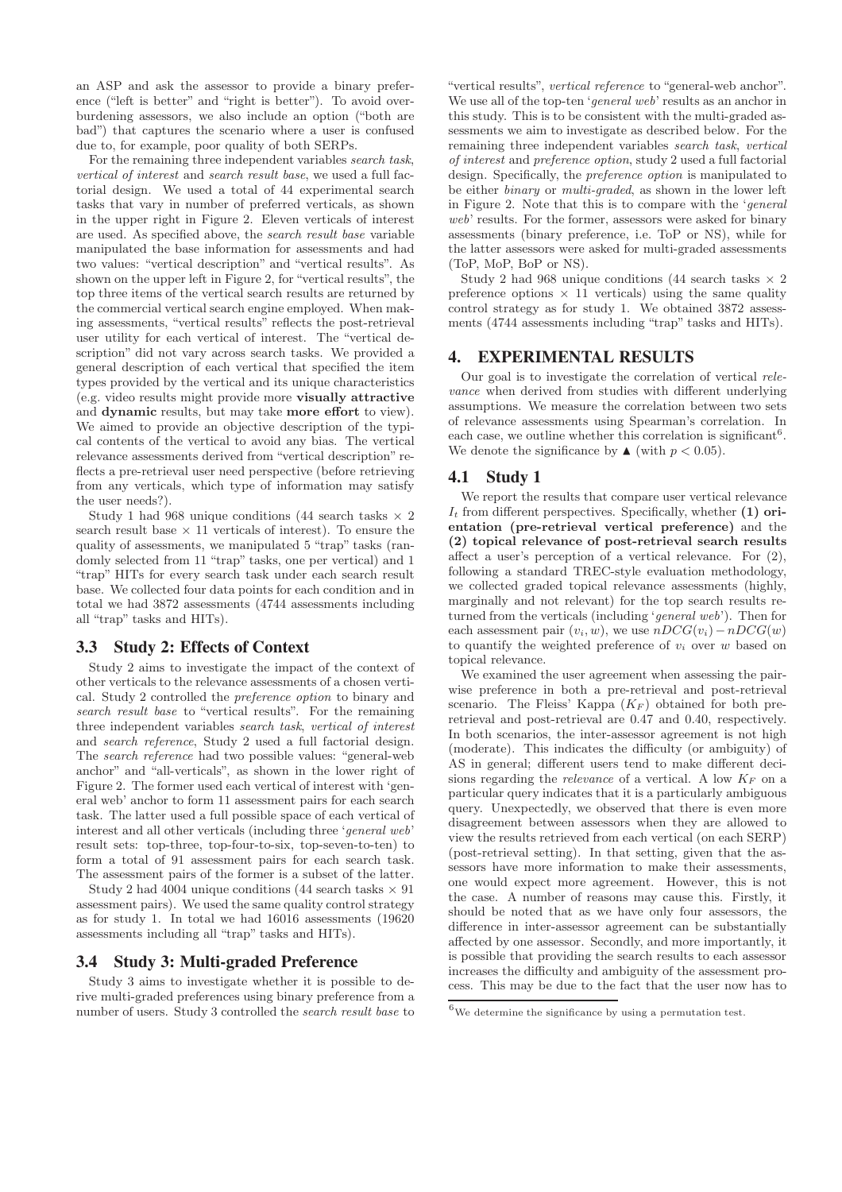an ASP and ask the assessor to provide a binary preference ("left is better" and "right is better"). To avoid overburdening assessors, we also include an option ("both are bad") that captures the scenario where a user is confused due to, for example, poor quality of both SERPs.

For the remaining three independent variables *search task*, *vertical of interest* and *search result base*, we used a full factorial design. We used a total of 44 experimental search tasks that vary in number of preferred verticals, as shown in the upper right in Figure 2. Eleven verticals of interest are used. As specified above, the *search result base* variable manipulated the base information for assessments and had two values: "vertical description" and "vertical results". As shown on the upper left in Figure 2, for "vertical results", the top three items of the vertical search results are returned by the commercial vertical search engine employed. When making assessments, "vertical results" reflects the post-retrieval user utility for each vertical of interest. The "vertical description" did not vary across search tasks. We provided a general description of each vertical that specified the item types provided by the vertical and its unique characteristics (e.g. video results might provide more **visually attractive** and **dynamic** results, but may take **more effort** to view). We aimed to provide an objective description of the typical contents of the vertical to avoid any bias. The vertical relevance assessments derived from "vertical description" reflects a pre-retrieval user need perspective (before retrieving from any verticals, which type of information may satisfy the user needs?).

Study 1 had 968 unique conditions (44 search tasks × 2 search result base × 11 verticals of interest). To ensure the quality of assessments, we manipulated 5 "trap" tasks (randomly selected from 11 "trap" tasks, one per vertical) and 1 "trap" HITs for every search task under each search result base. We collected four data points for each condition and in total we had 3872 assessments (4744 assessments including all "trap" tasks and HITs).

## 3.3 Study 2: Effects of Context

Study 2 aims to investigate the impact of the context of other verticals to the relevance assessments of a chosen vertical. Study 2 controlled the *preference option* to binary and *search result base* to "vertical results". For the remaining three independent variables *search task*, *vertical of interest* and *search reference*, Study 2 used a full factorial design. The *search reference* had two possible values: "general-web anchor" and "all-verticals", as shown in the lower right of Figure 2. The former used each vertical of interest with '*general web*' anchor to form 11 assessment pairs for each search task. The latter used a full possible space of each vertical of interest and all other verticals (including three '*general web*' result sets: top-three, top-four-to-six, top-seven-to-ten) to form a total of 91 assessment pairs for each search task. The assessment pairs of the former is a subset of the latter.

Study 2 had 4004 unique conditions (44 search tasks × 91 assessment pairs). We used the same quality control strategy as for study 1. In total we had 16016 assessments (19620 assessments including all "trap" tasks and HITs).

## 3.4 Study 3: Multi-graded Preference

Study 3 aims to investigate whether it is possible to derive multi-graded preferences using binary preference from a number of users. Study 3 controlled the *search result base* to "vertical results", *vertical reference* to "general-web anchor". We use all of the top-ten '*general web*' results as an anchor in this study. This is to be consistent with the multi-graded assessments we aim to investigate as described below. For the remaining three independent variables *search task*, *vertical of interest* and *preference option*, study 2 used a full factorial design. Specifically, the *preference option* is manipulated to be either *binary* or *multi-graded*, as shown in the lower left in Figure 2. Note that this is to compare with the '*general web*' results. For the former, assessors were asked for binary assessments (binary preference, i.e. ToP or NS), while for the latter assessors were asked for multi-graded assessments (ToP, MoP, BoP or NS).

Study 2 had 968 unique conditions (44 search tasks × 2 preference options × 11 verticals) using the same quality control strategy as for study 1. We obtained 3872 assessments (4744 assessments including "trap" tasks and HITs).

# 4. EXPERIMENTAL RESULTS

Our goal is to investigate the correlation of vertical *relevance* when derived from studies with different underlying assumptions. We measure the correlation between two sets of relevance assessments using Spearman's correlation. In each case, we outline whether this correlation is significant[6]. We denote the significance by ▲ (with $p < 0.05$).

## 4.1 Study 1

We report the results that compare user vertical relevance $I_t$ from different perspectives. Specifically, whether **(1) orientation (pre-retrieval vertical preference)** and the **(2) topical relevance of post-retrieval search results** affect a user's perception of a vertical relevance. For (2), following a standard TREC-style evaluation methodology, we collected graded topical relevance assessments (highly, marginally and not relevant) for the top search results returned from the verticals (including '*general web*'). Then for each assessment pair $(v_i, w)$, we use $nDCG(v_i) - nDCG(w)$ to quantify the weighted preference of $v_i$ over $w$ based on topical relevance.

We examined the user agreement when assessing the pairwise preference in both a pre-retrieval and post-retrieval scenario. The Fleiss' Kappa ($K_F$) obtained for both pre-retrieval and post-retrieval are 0.47 and 0.40, respectively. In both scenarios, the inter-assessor agreement is not high (moderate). This indicates the difficulty (or ambiguity) of AS in general; different users tend to make different decisions regarding the *relevance* of a vertical. A low $K_F$ on a particular query indicates that it is a particularly ambiguous query. Unexpectedly, we observed that there is even more disagreement between assessors when they are allowed to view the results retrieved from each vertical (on each SERP) (post-retrieval setting). In that setting, given that the assessors have more information to make their assessments, one would expect more agreement. However, this is not the case. A number of reasons may cause this. Firstly, it should be noted that as we have only four assessors, the difference in inter-assessor agreement can be substantially affected by one assessor. Secondly, and more importantly, it is possible that providing the search results to each assessor increases the difficulty and ambiguity of the assessment process. This may be due to the fact that the user now has to

[6] We determine the significance by using a permutation test.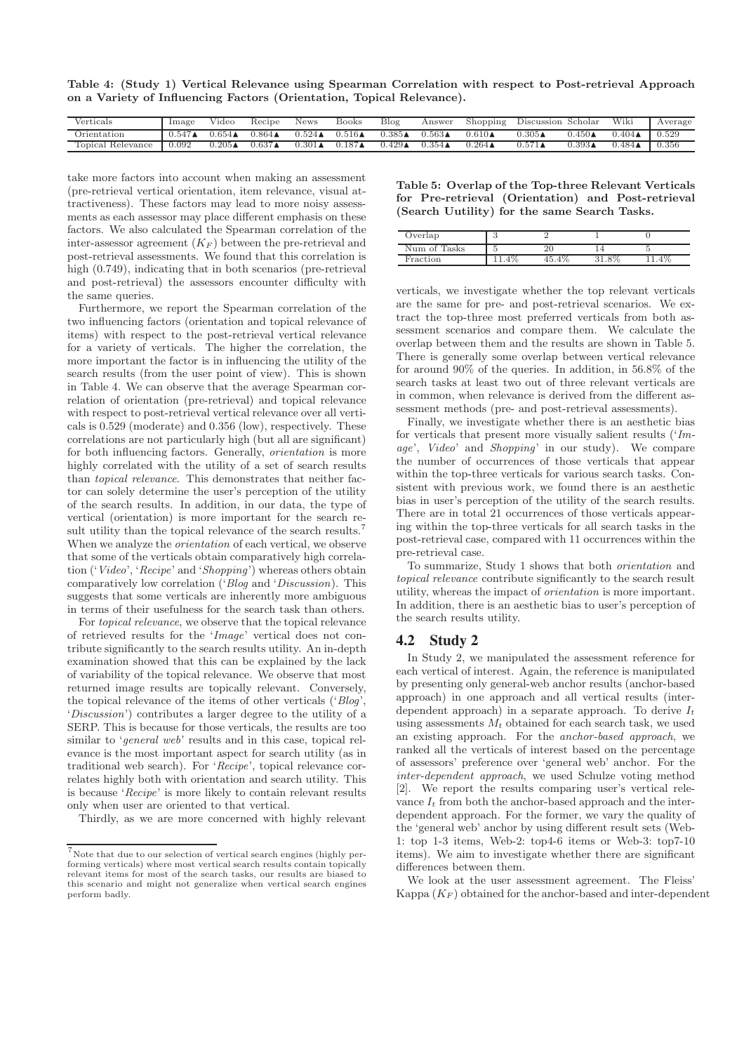**Table 4: (Study 1) Vertical Relevance using Spearman Correlation with respect to Post-retrieval Approach on a Variety of Influencing Factors (Orientation, Topical Relevance).**

| Verticals | Image | Video | Recipe | News | Books | Blog | Answer | Shopping | Discussion | Scholar | Wiki | Average |
|---|---|---|---|---|---|---|---|---|---|---|---|---|
| Orientation | 0.547▲ | 0.654▲ | 0.864▲ | 0.524▲ | 0.516▲ | 0.385▲ | 0.563▲ | 0.610▲ | 0.305▲ | 0.450▲ | 0.404▲ | 0.529 |
| Topical Relevance | 0.092 | 0.205▲ | 0.637▲ | 0.301▲ | 0.187▲ | 0.429▲ | 0.354▲ | 0.264▲ | 0.571▲ | 0.393▲ | 0.484▲ | 0.356 |

take more factors into account when making an assessment (pre-retrieval vertical orientation, item relevance, visual attractiveness). These factors may lead to more noisy assessments as each assessor may place different emphasis on these factors. We also calculated the Spearman correlation of the inter-assessor agreement ($K_F$) between the pre-retrieval and post-retrieval assessments. We found that this correlation is high (0.749), indicating that in both scenarios (pre-retrieval and post-retrieval) the assessors encounter difficulty with the same queries.

Furthermore, we report the Spearman correlation of the two influencing factors (orientation and topical relevance of items) with respect to the post-retrieval vertical relevance for a variety of verticals. The higher the correlation, the more important the factor is in influencing the utility of the search results (from the user point of view). This is shown in Table 4. We can observe that the average Spearman correlation of orientation (pre-retrieval) and topical relevance with respect to post-retrieval vertical relevance over all verticals is 0.529 (moderate) and 0.356 (low), respectively. These correlations are not particularly high (but all are significant) for both influencing factors. Generally, *orientation* is more highly correlated with the utility of a set of search results than *topical relevance*. This demonstrates that neither factor can solely determine the user's perception of the utility of the search results. In addition, in our data, the type of vertical (orientation) is more important for the search result utility than the topical relevance of the search results.[7] When we analyze the *orientation* of each vertical, we observe that some of the verticals obtain comparatively high correlation ('*Video*', '*Recipe*' and '*Shopping*') whereas others obtain comparatively low correlation ('*Blog* and '*Discussion*'). This suggests that some verticals are inherently more ambiguous in terms of their usefulness for the search task than others.

For *topical relevance*, we observe that the topical relevance of retrieved results for the '*Image*' vertical does not contribute significantly to the search results utility. An in-depth examination showed that this can be explained by the lack of variability of the topical relevance. We observe that most returned image results are topically relevant. Conversely, the topical relevance of the items of other verticals ('*Blog*', '*Discussion*') contributes a larger degree to the utility of a SERP. This is because for those verticals, the results are too similar to '*general web*' results and in this case, topical relevance is the most important aspect for search utility (as in traditional web search). For '*Recipe*', topical relevance correlates highly both with orientation and search utility. This is because '*Recipe*' is more likely to contain relevant results only when user are oriented to that vertical.

Thirdly, as we are more concerned with highly relevant verticals, we investigate whether the top relevant verticals are the same for pre- and post-retrieval scenarios. We extract the top-three most preferred verticals from both assessment scenarios and compare them. We calculate the overlap between them and the results are shown in Table 5. There is generally some overlap between vertical relevance for around 90% of the queries. In addition, in 56.8% of the search tasks at least two out of three relevant verticals are in common, when relevance is derived from the different assessment methods (pre- and post-retrieval assessments).

**Table 5: Overlap of the Top-three Relevant Verticals for Pre-retrieval (Orientation) and Post-retrieval (Search Uutility) for the same Search Tasks.**

| Overlap | 3 | 2 | 1 | 0 |
|---|---|---|---|---|
| Num of Tasks | 5 | 20 | 14 | 5 |
| Fraction | 11.4% | 45.4% | 31.8% | 11.4% |

Finally, we investigate whether there is an aesthetic bias for verticals that present more visually salient results ('*Image*', *Video*' and *Shopping*' in our study). We compare the number of occurrences of those verticals that appear within the top-three verticals for various search tasks. Consistent with previous work, we found there is an aesthetic bias in user's perception of the utility of the search results. There are in total 21 occurrences of those verticals appearing within the top-three verticals for all search tasks in the post-retrieval case, compared with 11 occurrences within the pre-retrieval case.

To summarize, Study 1 shows that both *orientation* and *topical relevance* contribute significantly to the search result utility, whereas the impact of *orientation* is more important. In addition, there is an aesthetic bias to user's perception of the search results utility.

## 4.2 Study 2

In Study 2, we manipulated the assessment reference for each vertical of interest. Again, the reference is manipulated by presenting only general-web anchor results (anchor-based approach) in one approach and all vertical results (inter-dependent approach) in a separate approach. To derive $I_t$ using assessments $M_t$ obtained for each search task, we used an existing approach. For the *anchor-based approach*, we ranked all the verticals of interest based on the percentage of assessors' preference over 'general web' anchor. For the *inter-dependent approach*, we used Schulze voting method [2]. We report the results comparing user's vertical relevance $I_t$ from both the anchor-based approach and the inter-dependent approach. For the former, we vary the quality of the 'general web' anchor by using different result sets (Web-1: top 1-3 items, Web-2: top4-6 items or Web-3: top7-10 items). We aim to investigate whether there are significant differences between them.

We look at the user assessment agreement. The Fleiss' Kappa ($K_F$) obtained for the anchor-based and inter-dependent

[7] Note that due to our selection of vertical search engines (highly performing verticals) where most vertical search results contain topically relevant items for most of the search tasks, our results are biased to this scenario and might not generalize when vertical search engines perform badly.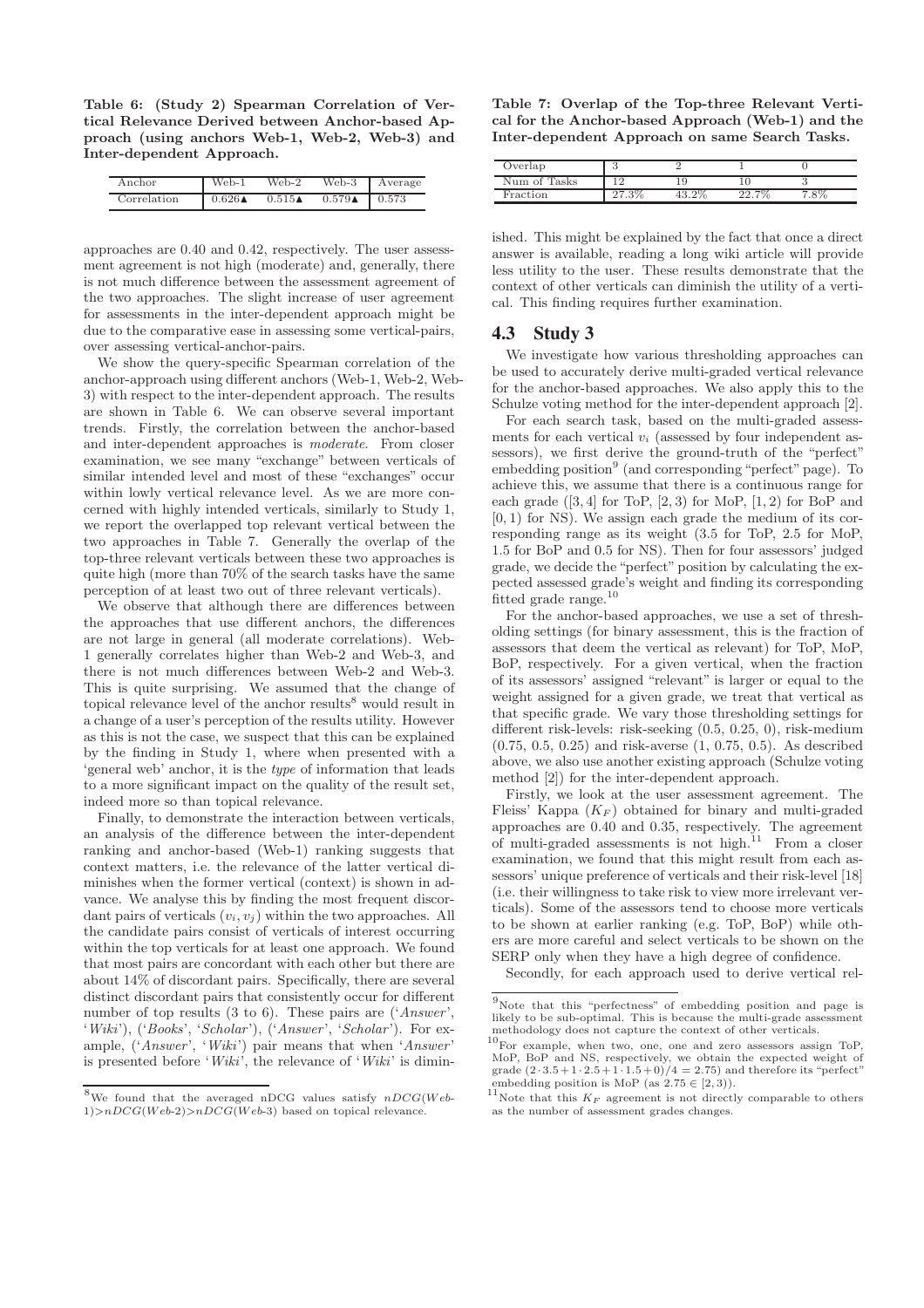**Table 6: (Study 2) Spearman Correlation of Vertical Relevance Derived between Anchor-based Approach (using anchors Web-1, Web-2, Web-3) and Inter-dependent Approach.**

| Anchor | Web-1 | Web-2 | Web-3 | Average |
|---|---|---|---|---|
| Correlation | 0.626▲ | 0.515▲ | 0.579▲ | 0.573 |

approaches are 0.40 and 0.42, respectively. The user assessment agreement is not high (moderate) and, generally, there is not much difference between the assessment agreement of the two approaches. The slight increase of user agreement for assessments in the inter-dependent approach might be due to the comparative ease in assessing some vertical-pairs, over assessing vertical-anchor-pairs.

We show the query-specific Spearman correlation of the anchor-approach using different anchors (Web-1, Web-2, Web-3) with respect to the inter-dependent approach. The results are shown in Table 6. We can observe several important trends. Firstly, the correlation between the anchor-based and inter-dependent approaches is *moderate*. From closer examination, we see many "exchange" between verticals of similar intended level and most of these "exchanges" occur within lowly vertical relevance level. As we are more concerned with highly intended verticals, similarly to Study 1, we report the overlapped top relevant vertical between the two approaches in Table 7. Generally the overlap of the top-three relevant verticals between these two approaches is quite high (more than 70% of the search tasks have the same perception of at least two out of three relevant verticals).

We observe that although there are differences between the approaches that use different anchors, the differences are not large in general (all moderate correlations). Web-1 generally correlates higher than Web-2 and Web-3, and there is not much differences between Web-2 and Web-3. This is quite surprising. We assumed that the change of topical relevance level of the anchor results[8] would result in a change of a user's perception of the results utility. However as this is not the case, we suspect that this can be explained by the finding in Study 1, where when presented with a 'general web' anchor, it is the *type* of information that leads to a more significant impact on the quality of the result set, indeed more so than topical relevance.

Finally, to demonstrate the interaction between verticals, an analysis of the difference between the inter-dependent ranking and anchor-based (Web-1) ranking suggests that context matters, i.e. the relevance of the latter vertical diminishes when the former vertical (context) is shown in advance. We analyse this by finding the most frequent discordant pairs of verticals $(v_i, v_j)$ within the two approaches. All the candidate pairs consist of verticals of interest occurring within the top verticals for at least one approach. We found that most pairs are concordant with each other but there are about 14% of discordant pairs. Specifically, there are several distinct discordant pairs that consistently occur for different number of top results (3 to 6). These pairs are ('*Answer*', '*Wiki*'), ('*Books*', '*Scholar*'), ('*Answer*', '*Scholar*'). For example, ('*Answer*', '*Wiki*') pair means that when '*Answer*' is presented before '*Wiki*', the relevance of '*Wiki*' is diminished. This might be explained by the fact that once a direct answer is available, reading a long wiki article will provide less utility to the user. These results demonstrate that the context of other verticals can diminish the utility of a vertical. This finding requires further examination.

**Table 7: Overlap of the Top-three Relevant Vertical for the Anchor-based Approach (Web-1) and the Inter-dependent Approach on same Search Tasks.**

| Overlap | 3 | 2 | 1 | 0 |
|---|---|---|---|---|
| Num of Tasks | 12 | 19 | 10 | 3 |
| Fraction | 27.3% | 43.2% | 22.7% | 7.8% |

## 4.3 Study 3

We investigate how various thresholding approaches can be used to accurately derive multi-graded vertical relevance for the anchor-based approaches. We also apply this to the Schulze voting method for the inter-dependent approach [2].

For each search task, based on the multi-graded assessments for each vertical $v_i$ (assessed by four independent assessors), we first derive the ground-truth of the "perfect" embedding position[9] (and corresponding "perfect" page). To achieve this, we assume that there is a continuous range for each grade ($[3, 4]$ for ToP, $[2, 3)$ for MoP, $[1, 2)$ for BoP and $[0, 1)$ for NS). We assign each grade the medium of its corresponding range as its weight (3.5 for ToP, 2.5 for MoP, 1.5 for BoP and 0.5 for NS). Then for four assessors' judged grade, we decide the "perfect" position by calculating the expected assessed grade's weight and finding its corresponding fitted grade range.[10]

For the anchor-based approaches, we use a set of thresholding settings (for binary assessment, this is the fraction of assessors that deem the vertical as relevant) for ToP, MoP, BoP, respectively. For a given vertical, when the fraction of its assessors' assigned "relevant" is larger or equal to the weight assigned for a given grade, we treat that vertical as that specific grade. We vary those thresholding settings for different risk-levels: risk-seeking (0.5, 0.25, 0), risk-medium (0.75, 0.5, 0.25) and risk-averse (1, 0.75, 0.5). As described above, we also use another existing approach (Schulze voting method [2]) for the inter-dependent approach.

Firstly, we look at the user assessment agreement. The Fleiss' Kappa ($K_F$) obtained for binary and multi-graded approaches are 0.40 and 0.35, respectively. The agreement of multi-graded assessments is not high.[11] From a closer examination, we found that this might result from each assessors' unique preference of verticals and their risk-level [18] (i.e. their willingness to take risk to view more irrelevant verticals). Some of the assessors tend to choose more verticals to be shown at earlier ranking (e.g. ToP, BoP) while others are more careful and select verticals to be shown on the SERP only when they have a high degree of confidence.

Secondly, for each approach used to derive vertical rel-

[8] We found that the averaged nDCG values satisfy $nDCG(Web\text{-}1) > nDCG(Web\text{-}2) > nDCG(Web\text{-}3)$ based on topical relevance.

[9] Note that this "perfectness" of embedding position and page is likely to be sub-optimal. This is because the multi-grade assessment methodology does not capture the context of other verticals.

[10] For example, when two, one, one and zero assessors assign ToP, MoP, BoP and NS, respectively, we obtain the expected weight of grade $(2 \cdot 3.5 + 1 \cdot 2.5 + 1 \cdot 1.5 + 0)/4 = 2.75$) and therefore its "perfect" embedding position is MoP (as $2.75 \in [2, 3)$).

[11] Note that this $K_F$ agreement is not directly comparable to others as the number of assessment grades changes.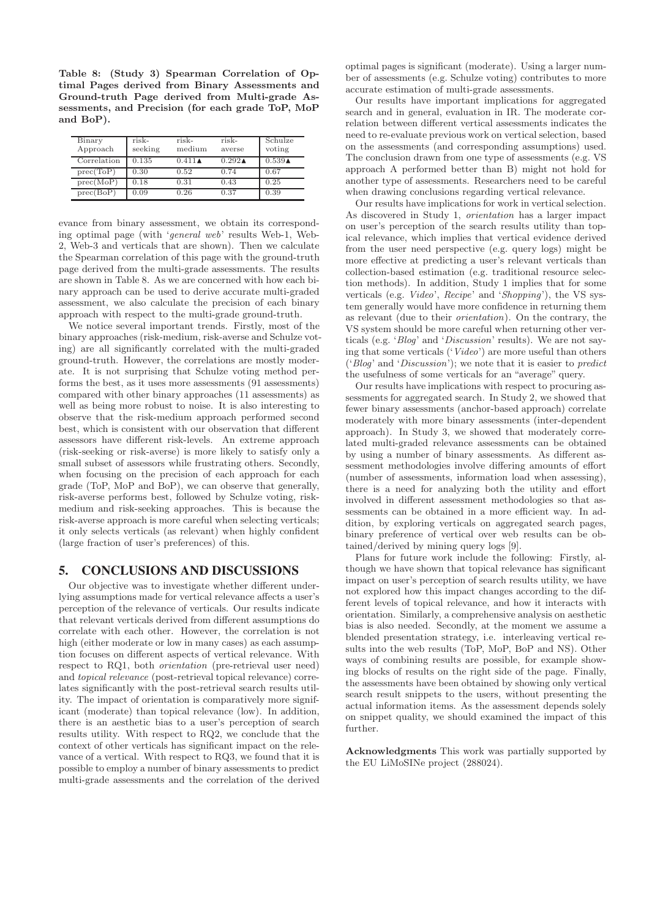**Table 8: (Study 3) Spearman Correlation of Optimal Pages derived from Binary Assessments and Ground-truth Page derived from Multi-grade Assessments, and Precision (for each grade ToP, MoP and BoP).**

| Binary Approach | risk-seeking | risk-medium | risk-averse | Schulze voting |
|---|---|---|---|---|
| Correlation | 0.135 | 0.411▲ | 0.292▲ | 0.539▲ |
| prec(ToP) | 0.30 | 0.52 | 0.74 | 0.67 |
| prec(MoP) | 0.18 | 0.31 | 0.43 | 0.25 |
| prec(BoP) | 0.09 | 0.26 | 0.37 | 0.39 |

evance from binary assessment, we obtain its corresponding optimal page (with '*general web*' results Web-1, Web-2, Web-3 and verticals that are shown). Then we calculate the Spearman correlation of this page with the ground-truth page derived from the multi-grade assessments. The results are shown in Table 8. As we are concerned with how each binary approach can be used to derive accurate multi-graded assessment, we also calculate the precision of each binary approach with respect to the multi-grade ground-truth.

We notice several important trends. Firstly, most of the binary approaches (risk-medium, risk-averse and Schulze voting) are all significantly correlated with the multi-graded ground-truth. However, the correlations are mostly moderate. It is not surprising that Schulze voting method performs the best, as it uses more assessments (91 assessments) compared with other binary approaches (11 assessments) as well as being more robust to noise. It is also interesting to observe that the risk-medium approach performed second best, which is consistent with our observation that different assessors have different risk-levels. An extreme approach (risk-seeking or risk-averse) is more likely to satisfy only a small subset of assessors while frustrating others. Secondly, when focusing on the precision of each approach for each grade (ToP, MoP and BoP), we can observe that generally, risk-averse performs best, followed by Schulze voting, risk-medium and risk-seeking approaches. This is because the risk-averse approach is more careful when selecting verticals; it only selects verticals (as relevant) when highly confident (large fraction of user's preferences) of this.

## 5. CONCLUSIONS AND DISCUSSIONS

Our objective was to investigate whether different underlying assumptions made for vertical relevance affects a user's perception of the relevance of verticals. Our results indicate that relevant verticals derived from different assumptions do correlate with each other. However, the correlation is not high (either moderate or low in many cases) as each assumption focuses on different aspects of vertical relevance. With respect to RQ1, both *orientation* (pre-retrieval user need) and *topical relevance* (post-retrieval topical relevance) correlates significantly with the post-retrieval search results utility. The impact of orientation is comparatively more significant (moderate) than topical relevance (low). In addition, there is an aesthetic bias to a user's perception of search results utility. With respect to RQ2, we conclude that the context of other verticals has significant impact on the relevance of a vertical. With respect to RQ3, we found that it is possible to employ a number of binary assessments to predict multi-grade assessments and the correlation of the derived optimal pages is significant (moderate). Using a larger number of assessments (e.g. Schulze voting) contributes to more accurate estimation of multi-grade assessments.

Our results have important implications for aggregated search and in general, evaluation in IR. The moderate correlation between different vertical assessments indicates the need to re-evaluate previous work on vertical selection, based on the assessments (and corresponding assumptions) used. The conclusion drawn from one type of assessments (e.g. VS approach A performed better than B) might not hold for another type of assessments. Researchers need to be careful when drawing conclusions regarding vertical relevance.

Our results have implications for work in vertical selection. As discovered in Study 1, *orientation* has a larger impact on user's perception of the search results utility than topical relevance, which implies that vertical evidence derived from the user need perspective (e.g. query logs) might be more effective at predicting a user's relevant verticals than collection-based estimation (e.g. traditional resource selection methods). In addition, Study 1 implies that for some verticals (e.g. *Video*', *Recipe*' and '*Shopping*'), the VS system generally would have more confidence in returning them as relevant (due to their *orientation*). On the contrary, the VS system should be more careful when returning other verticals (e.g. '*Blog*' and '*Discussion*' results). We are not saying that some verticals ('*Video*') are more useful than others ('*Blog*' and '*Discussion*'); we note that it is easier to *predict* the usefulness of some verticals for an "average" query.

Our results have implications with respect to procuring assessments for aggregated search. In Study 2, we showed that fewer binary assessments (anchor-based approach) correlate moderately with more binary assessments (inter-dependent approach). In Study 3, we showed that moderately correlated multi-graded relevance assessments can be obtained by using a number of binary assessments. As different assessment methodologies involve differing amounts of effort (number of assessments, information load when assessing), there is a need for analyzing both the utility and effort involved in different assessment methodologies so that assessments can be obtained in a more efficient way. In addition, by exploring verticals on aggregated search pages, binary preference of vertical over web results can be obtained/derived by mining query logs [9].

Plans for future work include the following: Firstly, although we have shown that topical relevance has significant impact on user's perception of search results utility, we have not explored how this impact changes according to the different levels of topical relevance, and how it interacts with orientation. Similarly, a comprehensive analysis on aesthetic bias is also needed. Secondly, at the moment we assume a blended presentation strategy, i.e. interleaving vertical results into the web results (ToP, MoP, BoP and NS). Other ways of combining results are possible, for example showing blocks of results on the right side of the page. Finally, the assessments have been obtained by showing only vertical search result snippets to the users, without presenting the actual information items. As the assessment depends solely on snippet quality, we should examined the impact of this further.

**Acknowledgments** This work was partially supported by the EU LiMoSINe project (288024).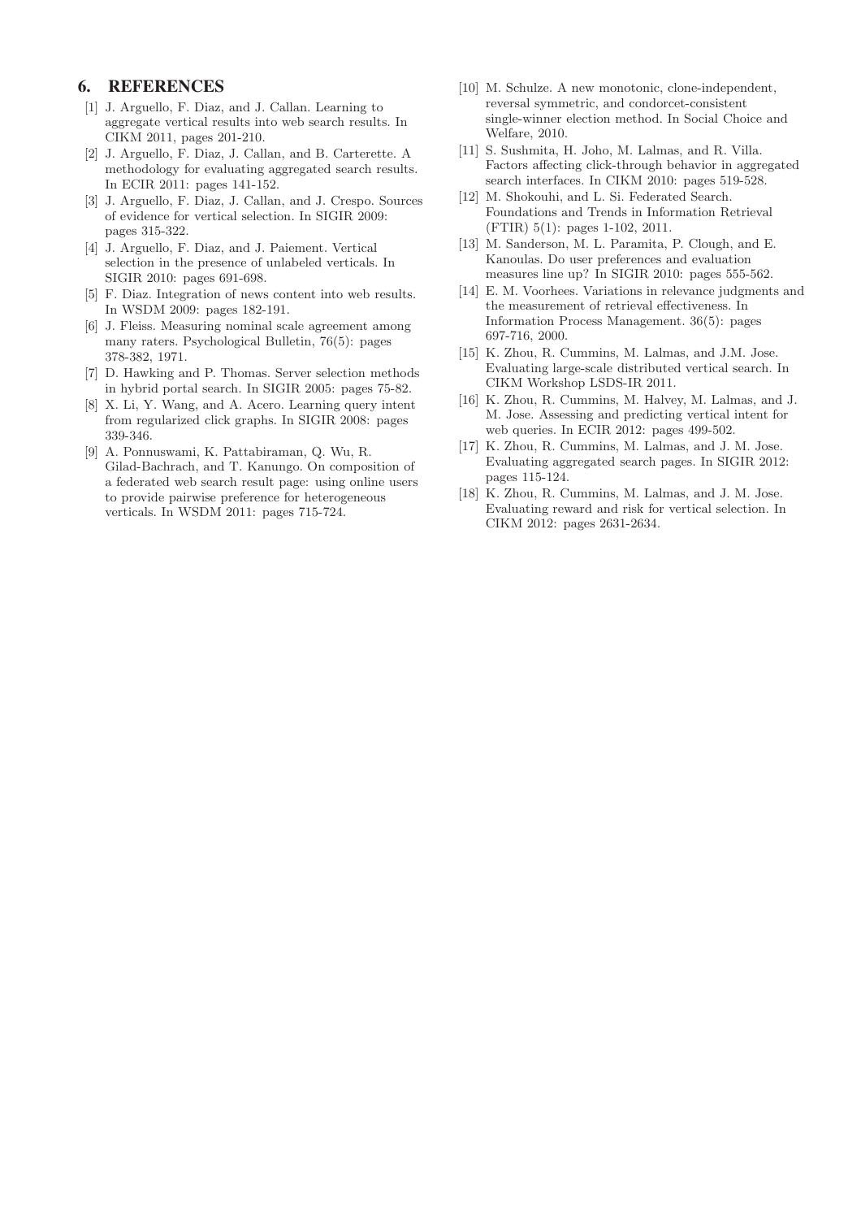## 6. REFERENCES

[1] J. Arguello, F. Diaz, and J. Callan. Learning to aggregate vertical results into web search results. In CIKM 2011, pages 201-210.

[2] J. Arguello, F. Diaz, J. Callan, and B. Carterette. A methodology for evaluating aggregated search results. In ECIR 2011: pages 141-152.

[3] J. Arguello, F. Diaz, J. Callan, and J. Crespo. Sources of evidence for vertical selection. In SIGIR 2009: pages 315-322.

[4] J. Arguello, F. Diaz, and J. Paiement. Vertical selection in the presence of unlabeled verticals. In SIGIR 2010: pages 691-698.

[5] F. Diaz. Integration of news content into web results. In WSDM 2009: pages 182-191.

[6] J. Fleiss. Measuring nominal scale agreement among many raters. Psychological Bulletin, 76(5): pages 378-382, 1971.

[7] D. Hawking and P. Thomas. Server selection methods in hybrid portal search. In SIGIR 2005: pages 75-82.

[8] X. Li, Y. Wang, and A. Acero. Learning query intent from regularized click graphs. In SIGIR 2008: pages 339-346.

[9] A. Ponnuswami, K. Pattabiraman, Q. Wu, R. Gilad-Bachrach, and T. Kanungo. On composition of a federated web search result page: using online users to provide pairwise preference for heterogeneous verticals. In WSDM 2011: pages 715-724.

[10] M. Schulze. A new monotonic, clone-independent, reversal symmetric, and condorcet-consistent single-winner election method. In Social Choice and Welfare, 2010.

[11] S. Sushmita, H. Joho, M. Lalmas, and R. Villa. Factors affecting click-through behavior in aggregated search interfaces. In CIKM 2010: pages 519-528.

[12] M. Shokouhi, and L. Si. Federated Search. Foundations and Trends in Information Retrieval (FTIR) 5(1): pages 1-102, 2011.

[13] M. Sanderson, M. L. Paramita, P. Clough, and E. Kanoulas. Do user preferences and evaluation measures line up? In SIGIR 2010: pages 555-562.

[14] E. M. Voorhees. Variations in relevance judgments and the measurement of retrieval effectiveness. In Information Process Management. 36(5): pages 697-716, 2000.

[15] K. Zhou, R. Cummins, M. Lalmas, and J.M. Jose. Evaluating large-scale distributed vertical search. In CIKM Workshop LSDS-IR 2011.

[16] K. Zhou, R. Cummins, M. Halvey, M. Lalmas, and J. M. Jose. Assessing and predicting vertical intent for web queries. In ECIR 2012: pages 499-502.

[17] K. Zhou, R. Cummins, M. Lalmas, and J. M. Jose. Evaluating aggregated search pages. In SIGIR 2012: pages 115-124.

[18] K. Zhou, R. Cummins, M. Lalmas, and J. M. Jose. Evaluating reward and risk for vertical selection. In CIKM 2012: pages 2631-2634.